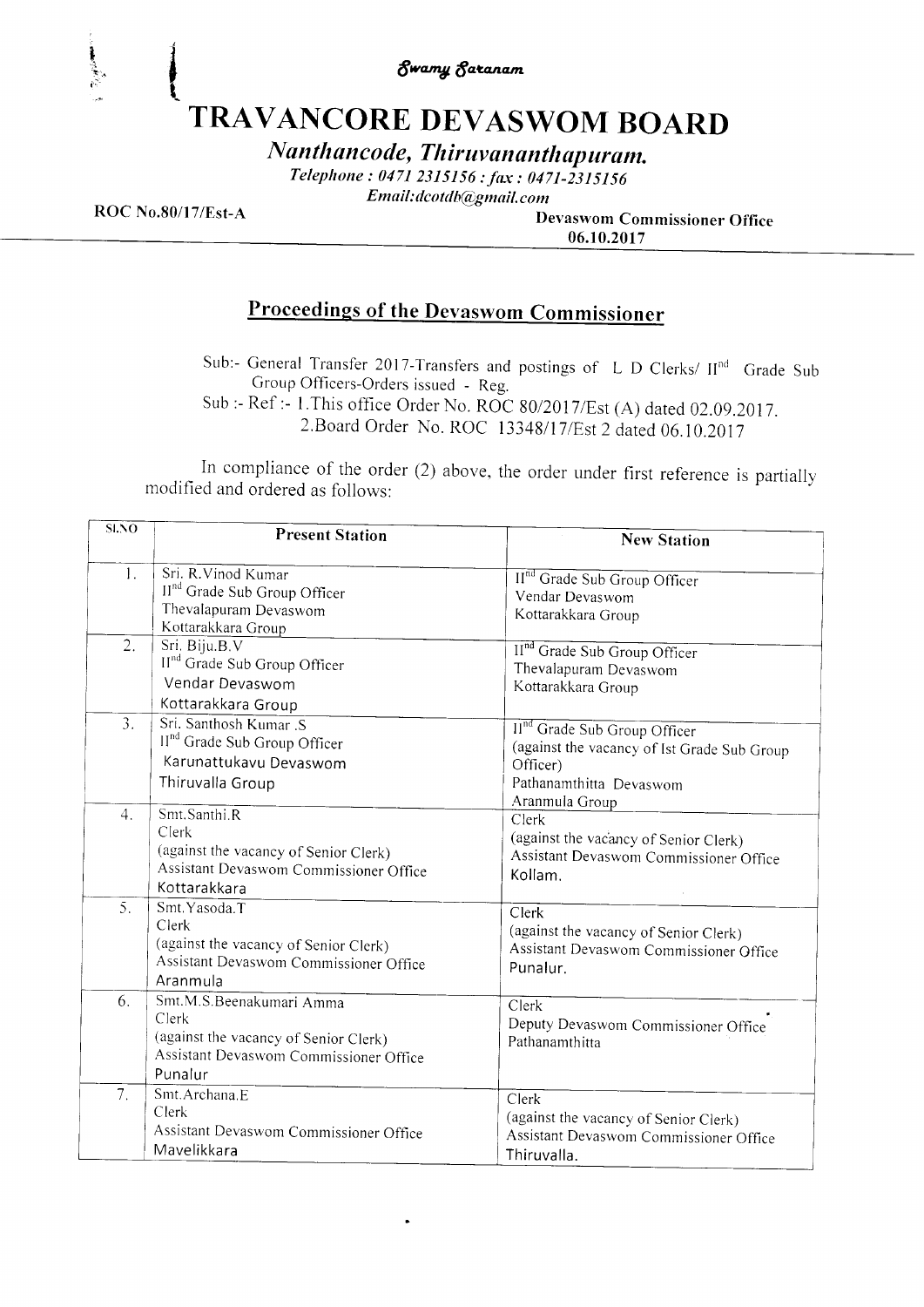*Swamy Saranam*

# TRAVANCORE DEVASWOM BOARD

*Nanthancode, Thiruvananthapuram.*

*Telephone : 0471 2315156 : fax : 0471-2315156*

*Email:dcotdb@gmail.com*

**ROC No.80/17/Est-A**

**Devaswom Commissioner Office**
**06.10.2017**

## Proceedings of the Devaswom Commissioner

Sub:- General Transfer 2017-Transfers and postings of L D Clerks/ II[nd] Grade Sub Group Officers-Orders issued - Reg.

Sub :- Ref :- 1.This office Order No. ROC 80/2017/Est (A) dated 02.09.2017.
2.Board Order No. ROC 13348/17/Est 2 dated 06.10.2017

In compliance of the order (2) above, the order under first reference is partially modified and ordered as follows:

| Sl.NO | Present Station | New Station |
|---|---|---|
| 1. | Sri. R.Vinod Kumar<br>II[nd] Grade Sub Group Officer<br>Thevalapuram Devaswom<br>Kottarakkara Group | II[nd] Grade Sub Group Officer<br>Vendar Devaswom<br>Kottarakkara Group |
| 2. | Sri. Biju.B.V<br>II[nd] Grade Sub Group Officer<br>Vendar Devaswom<br>Kottarakkara Group | II[nd] Grade Sub Group Officer<br>Thevalapuram Devaswom<br>Kottarakkara Group |
| 3. | Sri. Santhosh Kumar .S<br>II[nd] Grade Sub Group Officer<br>Karunattukavu Devaswom<br>Thiruvalla Group | II[nd] Grade Sub Group Officer<br>(against the vacancy of Ist Grade Sub Group Officer)<br>Pathanamthitta Devaswom<br>Aranmula Group |
| 4. | Smt.Santhi.R<br>Clerk<br>(against the vacancy of Senior Clerk)<br>Assistant Devaswom Commissioner Office<br>Kottarakkara | Clerk<br>(against the vacancy of Senior Clerk)<br>Assistant Devaswom Commissioner Office<br>Kollam. |
| 5. | Smt.Yasoda.T<br>Clerk<br>(against the vacancy of Senior Clerk)<br>Assistant Devaswom Commissioner Office<br>Aranmula | Clerk<br>(against the vacancy of Senior Clerk)<br>Assistant Devaswom Commissioner Office<br>Punalur. |
| 6. | Smt.M.S.Beenakumari Amma<br>Clerk<br>(against the vacancy of Senior Clerk)<br>Assistant Devaswom Commissioner Office<br>Punalur | Clerk<br>Deputy Devaswom Commissioner Office<br>Pathanamthitta |
| 7. | Smt.Archana.E<br>Clerk<br>Assistant Devaswom Commissioner Office<br>Mavelikkara | Clerk<br>(against the vacancy of Senior Clerk)<br>Assistant Devaswom Commissioner Office<br>Thiruvalla. |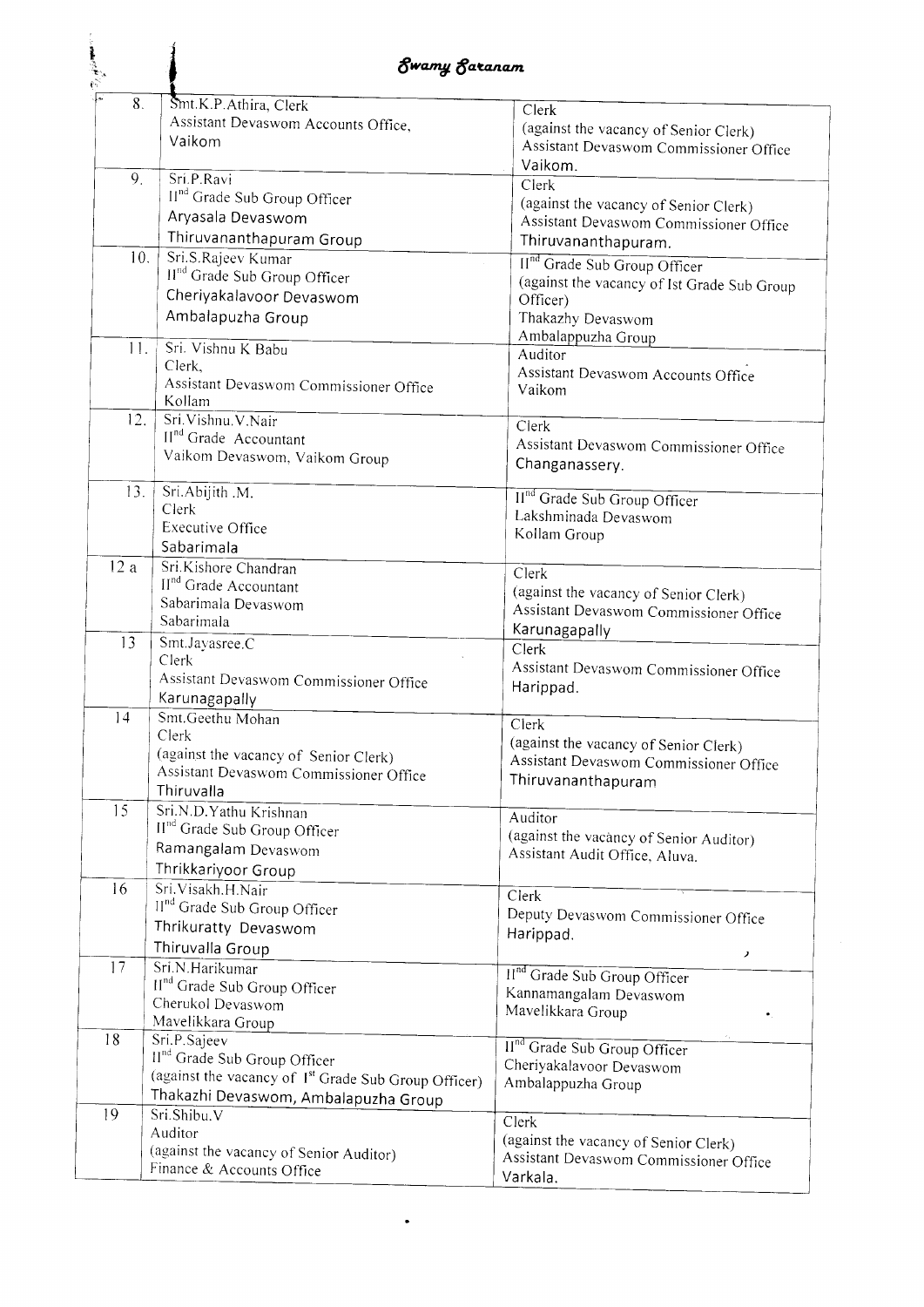# Swamy Saranam

| | | |
|---|---|---|
| 8. | Smt.K.P.Athira, Clerk<br>Assistant Devaswom Accounts Office,<br>Vaikom | Clerk<br>(against the vacancy of Senior Clerk)<br>Assistant Devaswom Commissioner Office<br>Vaikom. |
| 9. | Sri.P.Ravi<br>II[nd] Grade Sub Group Officer<br>Aryasala Devaswom<br>Thiruvananthapuram Group | Clerk<br>(against the vacancy of Senior Clerk)<br>Assistant Devaswom Commissioner Office<br>Thiruvananthapuram. |
| 10. | Sri.S.Rajeev Kumar<br>II[nd] Grade Sub Group Officer<br>Cheriyakalavoor Devaswom<br>Ambalapuzha Group | II[nd] Grade Sub Group Officer<br>(against the vacancy of Ist Grade Sub Group Officer)<br>Thakazhy Devaswom<br>Ambalappuzha Group |
| 11. | Sri. Vishnu K Babu<br>Clerk,<br>Assistant Devaswom Commissioner Office<br>Kollam | Auditor<br>Assistant Devaswom Accounts Office<br>Vaikom |
| 12. | Sri.Vishnu.V.Nair<br>II[nd] Grade Accountant<br>Vaikom Devaswom, Vaikom Group | Clerk<br>Assistant Devaswom Commissioner Office<br>Changanassery. |
| 13. | Sri.Abijith .M.<br>Clerk<br>Executive Office<br>Sabarimala | II[nd] Grade Sub Group Officer<br>Lakshminada Devaswom<br>Kollam Group |
| 12 a | Sri.Kishore Chandran<br>II[nd] Grade Accountant<br>Sabarimala Devaswom<br>Sabarimala | Clerk<br>(against the vacancy of Senior Clerk)<br>Assistant Devaswom Commissioner Office<br>Karunagapally |
| 13 | Smt.Jayasree.C<br>Clerk<br>Assistant Devaswom Commissioner Office<br>Karunagapally | Clerk<br>Assistant Devaswom Commissioner Office<br>Harippad. |
| 14 | Smt.Geethu Mohan<br>Clerk<br>(against the vacancy of Senior Clerk)<br>Assistant Devaswom Commissioner Office<br>Thiruvalla | Clerk<br>(against the vacancy of Senior Clerk)<br>Assistant Devaswom Commissioner Office<br>Thiruvananthapuram |
| 15 | Sri.N.D.Yathu Krishnan<br>II[nd] Grade Sub Group Officer<br>Ramangalam Devaswom<br>Thrikkariyoor Group | Auditor<br>(against the vacancy of Senior Auditor)<br>Assistant Audit Office, Aluva. |
| 16 | Sri.Visakh.H.Nair<br>II[nd] Grade Sub Group Officer<br>Thrikuratty Devaswom<br>Thiruvalla Group | Clerk<br>Deputy Devaswom Commissioner Office<br>Harippad. |
| 17 | Sri.N.Harikumar<br>II[nd] Grade Sub Group Officer<br>Cherukol Devaswom<br>Mavelikkara Group | II[nd] Grade Sub Group Officer<br>Kannamangalam Devaswom<br>Mavelikkara Group |
| 18 | Sri.P.Sajeev<br>II[nd] Grade Sub Group Officer<br>(against the vacancy of I[st] Grade Sub Group Officer)<br>Thakazhi Devaswom, Ambalapuzha Group | II[nd] Grade Sub Group Officer<br>Cheriyakalavoor Devaswom<br>Ambalappuzha Group |
| 19 | Sri.Shibu.V<br>Auditor<br>(against the vacancy of Senior Auditor)<br>Finance & Accounts Office | Clerk<br>(against the vacancy of Senior Clerk)<br>Assistant Devaswom Commissioner Office<br>Varkala. |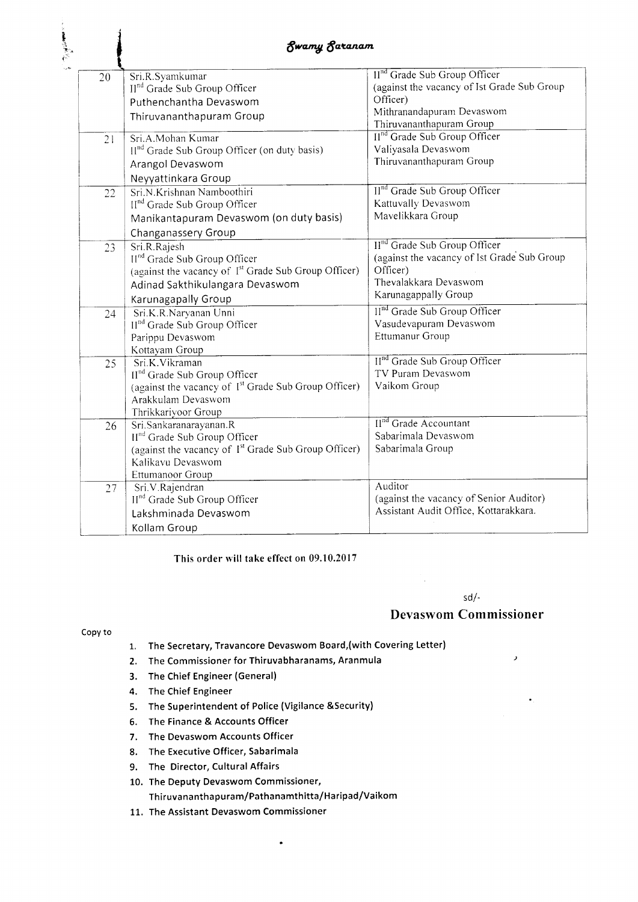*Swamy Saranam*

| | | |
|---|---|---|
| 20 | Sri.R.Syamkumar<br>II[nd] Grade Sub Group Officer<br>Puthenchantha Devaswom<br>Thiruvananthapuram Group | II[nd] Grade Sub Group Officer<br>(against the vacancy of Ist Grade Sub Group Officer)<br>Mithranandapuram Devaswom<br>Thiruvananthapuram Group |
| 21 | Sri.A.Mohan Kumar<br>II[nd] Grade Sub Group Officer (on duty basis)<br>Arangol Devaswom<br>Neyyattinkara Group | II[nd] Grade Sub Group Officer<br>Valiyasala Devaswom<br>Thiruvananthapuram Group |
| 22 | Sri.N.Krishnan Namboothiri<br>II[nd] Grade Sub Group Officer<br>Manikantapuram Devaswom (on duty basis)<br>Changanassery Group | II[nd] Grade Sub Group Officer<br>Kattuvally Devaswom<br>Mavelikkara Group |
| 23 | Sri.R.Rajesh<br>II[nd] Grade Sub Group Officer<br>(against the vacancy of I[st] Grade Sub Group Officer)<br>Adinad Sakthikulangara Devaswom<br>Karunagapally Group | II[nd] Grade Sub Group Officer<br>(against the vacancy of Ist Grade Sub Group Officer)<br>Thevalakkara Devaswom<br>Karunagappally Group |
| 24 | Sri.K.R.Naryanan Unni<br>II[nd] Grade Sub Group Officer<br>Parippu Devaswom<br>Kottayam Group | II[nd] Grade Sub Group Officer<br>Vasudevapuram Devaswom<br>Ettumanur Group |
| 25 | Sri.K.Vikraman<br>II[nd] Grade Sub Group Officer<br>(against the vacancy of I[st] Grade Sub Group Officer)<br>Arakkulam Devaswom<br>Thrikkariyoor Group | II[nd] Grade Sub Group Officer<br>TV Puram Devaswom<br>Vaikom Group |
| 26 | Sri.Sankaranarayanan.R<br>II[nd] Grade Sub Group Officer<br>(against the vacancy of I[st] Grade Sub Group Officer)<br>Kalikavu Devaswom<br>Ettumanoor Group | II[nd] Grade Accountant<br>Sabarimala Devaswom<br>Sabarimala Group |
| 27 | Sri.V.Rajendran<br>II[nd] Grade Sub Group Officer<br>Lakshminada Devaswom<br>Kollam Group | Auditor<br>(against the vacancy of Senior Auditor)<br>Assistant Audit Office, Kottarakkara. |

**This order will take effect on 09.10.2017**

sd/-

**Devaswom Commissioner**

Copy to

1. **The Secretary, Travancore Devaswom Board,(with Covering Letter)**
2. **The Commissioner for Thiruvabharanams, Aranmula**
3. **The Chief Engineer (General)**
4. **The Chief Engineer**
5. **The Superintendent of Police (Vigilance &Security)**
6. **The Finance & Accounts Officer**
7. **The Devaswom Accounts Officer**
8. **The Executive Officer, Sabarimala**
9. **The Director, Cultural Affairs**
10. **The Deputy Devaswom Commissioner, Thiruvananthapuram/Pathanamthitta/Haripad/Vaikom**
11. **The Assistant Devaswom Commissioner**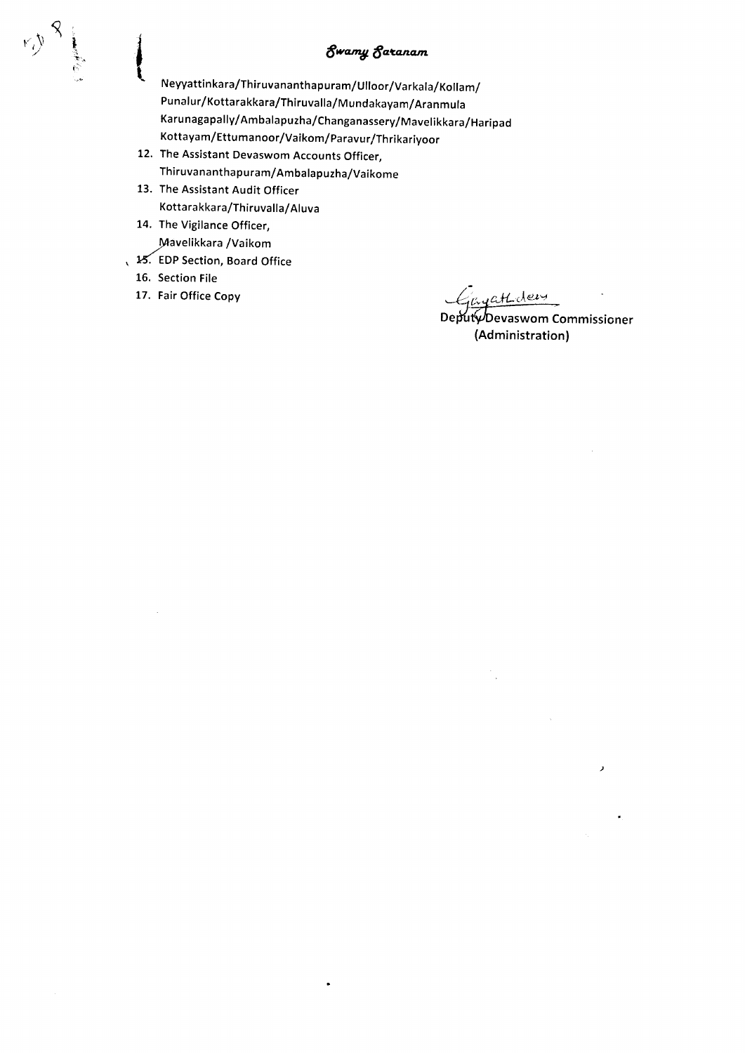*Swamy Saranam*

Neyyattinkara/Thiruvananthapuram/Ulloor/Varkala/Kollam/
Punalur/Kottarakkara/Thiruvalla/Mundakayam/Aranmula
Karunagapally/Ambalapuzha/Changanassery/Mavelikkara/Haripad
Kottayam/Ettumanoor/Vaikom/Paravur/Thrikariyoor

12. The Assistant Devaswom Accounts Officer,
    Thiruvananthapuram/Ambalapuzha/Vaikome
13. The Assistant Audit Officer
    Kottarakkara/Thiruvalla/Aluva
14. The Vigilance Officer,
    Mavelikkara /Vaikom
15. EDP Section, Board Office
16. Section File
17. Fair Office Copy

Gayathdevi

Deputy Devaswom Commissioner
(Administration)